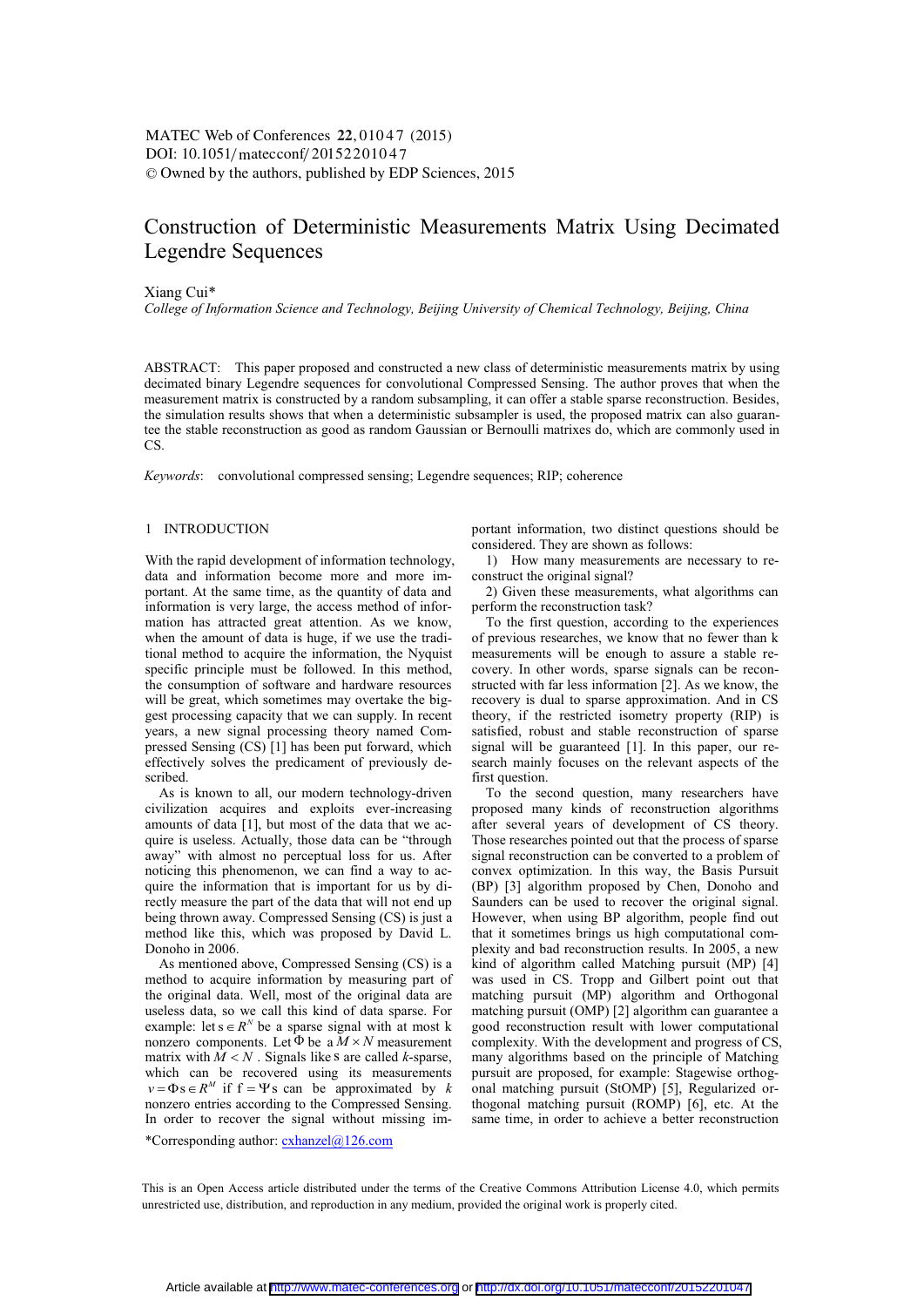# Construction of Deterministic Measurements Matrix Using Decimated Legendre Sequences

Xiang Cui*

*College of Information Science and Technology, Beijing University of Chemical Technology, Beijing, China*

ABSTRACT: This paper proposed and constructed a new class of deterministic measurements matrix by using decimated binary Legendre sequences for convolutional Compressed Sensing. The author proves that when the measurement matrix is constructed by a random subsampling, it can offer a stable sparse reconstruction. Besides, the simulation results shows that when a deterministic subsampler is used, the proposed matrix can also guarantee the stable reconstruction as good as random Gaussian or Bernoulli matrixes do, which are commonly used in CS.

*Keywords*: convolutional compressed sensing; Legendre sequences; RIP; coherence

## 1 INTRODUCTION

With the rapid development of information technology, data and information become more and more important. At the same time, as the quantity of data and information is very large, the access method of information has attracted great attention. As we know, when the amount of data is huge, if we use the traditional method to acquire the information, the Nyquist specific principle must be followed. In this method, the consumption of software and hardware resources will be great, which sometimes may overtake the biggest processing capacity that we can supply. In recent years, a new signal processing theory named Compressed Sensing (CS) [1] has been put forward, which effectively solves the predicament of previously described.

As is known to all, our modern technology-driven civilization acquires and exploits ever-increasing amounts of data [1], but most of the data that we acquire is useless. Actually, those data can be "through away" with almost no perceptual loss for us. After noticing this phenomenon, we can find a way to acquire the information that is important for us by directly measure the part of the data that will not end up being thrown away. Compressed Sensing (CS) is just a method like this, which was proposed by David L. Donoho in 2006.

As mentioned above, Compressed Sensing (CS) is a method to acquire information by measuring part of the original data. Well, most of the original data are useless data, so we call this kind of data sparse. For example: let $s \in R^N$ be a sparse signal with at most k nonzero components. Let $\Phi$ be a $M \times N$ measurement matrix with $M < N$. Signals like s are called *k*-sparse, which can be recovered using its measurements $v = \Phi s \in R^M$ if $f = \Psi s$ can be approximated by $k$ nonzero entries according to the Compressed Sensing. In order to recover the signal without missing important information, two distinct questions should be considered. They are shown as follows:

1) How many measurements are necessary to reconstruct the original signal?

2) Given these measurements, what algorithms can perform the reconstruction task?

To the first question, according to the experiences of previous researches, we know that no fewer than k measurements will be enough to assure a stable recovery. In other words, sparse signals can be reconstructed with far less information [2]. As we know, the recovery is dual to sparse approximation. And in CS theory, if the restricted isometry property (RIP) is satisfied, robust and stable reconstruction of sparse signal will be guaranteed [1]. In this paper, our research mainly focuses on the relevant aspects of the first question.

To the second question, many researchers have proposed many kinds of reconstruction algorithms after several years of development of CS theory. Those researches pointed out that the process of sparse signal reconstruction can be converted to a problem of convex optimization. In this way, the Basis Pursuit (BP) [3] algorithm proposed by Chen, Donoho and Saunders can be used to recover the original signal. However, when using BP algorithm, people find out that it sometimes brings us high computational complexity and bad reconstruction results. In 2005, a new kind of algorithm called Matching pursuit (MP) [4] was used in CS. Tropp and Gilbert point out that matching pursuit (MP) algorithm and Orthogonal matching pursuit (OMP) [2] algorithm can guarantee a good reconstruction result with lower computational complexity. With the development and progress of CS, many algorithms based on the principle of Matching pursuit are proposed, for example: Stagewise orthogonal matching pursuit (StOMP) [5], Regularized orthogonal matching pursuit (ROMP) [6], etc. At the same time, in order to achieve a better reconstruction

*Corresponding author: cxhanzel@126.com

This is an Open Access article distributed under the terms of the Creative Commons Attribution License 4.0, which permits unrestricted use, distribution, and reproduction in any medium, provided the original work is properly cited.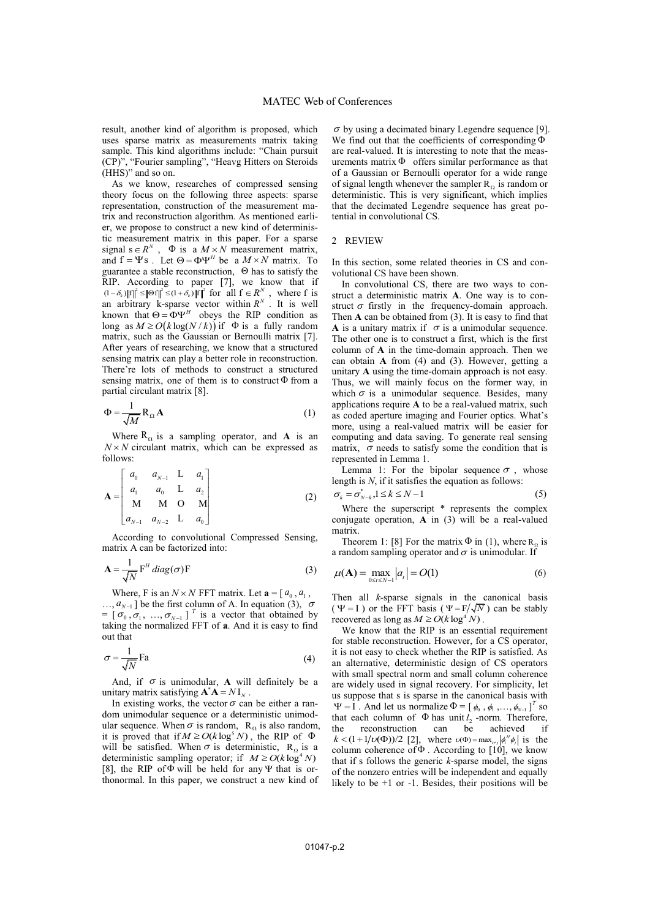result, another kind of algorithm is proposed, which uses sparse matrix as measurements matrix taking sample. This kind algorithms include: "Chain pursuit (CP)", "Fourier sampling", "Heavg Hitters on Steroids (HHS)" and so on.

As we know, researches of compressed sensing theory focus on the following three aspects: sparse representation, construction of the measurement matrix and reconstruction algorithm. As mentioned earlier, we propose to construct a new kind of deterministic measurement matrix in this paper. For a sparse signal $s \in R^N$, $\Phi$ is a $M \times N$ measurement matrix, and $f = \Psi s$. Let $\Theta = \Phi \Psi^H$ be a $M \times N$ matrix. To guarantee a stable reconstruction, $\Theta$ has to satisfy the RIP. According to paper [7], we know that if $(1-\delta_k)\|f\|^2 \le \|\Theta f\|^2 \le (1+\delta_k)\|f\|^2$ for all $f \in R^N$, where f is an arbitrary k-sparse vector within $R^N$. It is well known that $\Theta = \Phi \Psi^H$ obeys the RIP condition as long as $M \ge O(k\log(N/k))$ if $\Phi$ is a fully random matrix, such as the Gaussian or Bernoulli matrix [7]. After years of researching, we know that a structured sensing matrix can play a better role in reconstruction. There're lots of methods to construct a structured sensing matrix, one of them is to construct $\Phi$ from a partial circulant matrix [8].

$$\Phi = \frac{1}{\sqrt{M}} R_\Omega \mathbf{A} \tag{1}$$

Where $R_\Omega$ is a sampling operator, and $\mathbf{A}$ is an $N \times N$ circulant matrix, which can be expressed as follows:

$$\mathbf{A} = \begin{bmatrix} a_0 & a_{N-1} & \cdots & a_1 \\ a_1 & a_0 & \cdots & a_2 \\ \vdots & \vdots & \ddots & \vdots \\ a_{N-1} & a_{N-2} & \cdots & a_0 \end{bmatrix} \tag{2}$$

According to convolutional Compressed Sensing, matrix A can be factorized into:

$$\mathbf{A} = \frac{1}{\sqrt{N}} F^H \, diag(\sigma) F \tag{3}$$

Where, F is an $N \times N$ FFT matrix. Let $\mathbf{a} = [a_0, a_1, \ldots, a_{N-1}]$ be the first column of A. In equation (3), $\sigma = [\sigma_0, \sigma_1, \ldots, \sigma_{N-1}]^T$ is a vector that obtained by taking the normalized FFT of $\mathbf{a}$. And it is easy to find out that

$$\sigma = \frac{1}{\sqrt{N}} F\mathbf{a} \tag{4}$$

And, if $\sigma$ is unimodular, $\mathbf{A}$ will definitely be a unitary matrix satisfying $\mathbf{A}^*\mathbf{A} = N I_N$.

In existing works, the vector $\sigma$ can be either a random unimodular sequence or a deterministic unimodular sequence. When $\sigma$ is random, $R_\Omega$ is also random, it is proved that if $M \ge O(k\log^5 N)$, the RIP of $\Phi$ will be satisfied. When $\sigma$ is deterministic, $R_\Omega$ is a deterministic sampling operator; if $M \ge O(k\log^4 N)$ [8], the RIP of $\Phi$ will be held for any $\Psi$ that is orthonormal. In this paper, we construct a new kind of $\sigma$ by using a decimated binary Legendre sequence [9]. We find out that the coefficients of corresponding $\Phi$ are real-valued. It is interesting to note that the measurements matrix $\Phi$ offers similar performance as that of a Gaussian or Bernoulli operator for a wide range of signal length whenever the sampler $R_\Omega$ is random or deterministic. This is very significant, which implies that the decimated Legendre sequence has great potential in convolutional CS.

## 2 REVIEW

In this section, some related theories in CS and convolutional CS have been shown.

In convolutional CS, there are two ways to construct a deterministic matrix $\mathbf{A}$. One way is to construct $\sigma$ firstly in the frequency-domain approach. Then $\mathbf{A}$ can be obtained from (3). It is easy to find that $\mathbf{A}$ is a unitary matrix if $\sigma$ is a unimodular sequence. The other one is to construct a first, which is the first column of $\mathbf{A}$ in the time-domain approach. Then we can obtain $\mathbf{A}$ from (4) and (3). However, getting a unitary $\mathbf{A}$ using the time-domain approach is not easy. Thus, we will mainly focus on the former way, in which $\sigma$ is a unimodular sequence. Besides, many applications require $\mathbf{A}$ to be a real-valued matrix, such as coded aperture imaging and Fourier optics. What's more, using a real-valued matrix will be easier for computing and data saving. To generate real sensing matrix, $\sigma$ needs to satisfy some the condition that is represented in Lemma 1.

Lemma 1: For the bipolar sequence $\sigma$, whose length is *N*, if it satisfies the equation as follows:

$$\sigma_k = \sigma^*_{N-k}, 1 \le k \le N-1 \tag{5}$$

Where the superscript * represents the complex conjugate operation, $\mathbf{A}$ in (3) will be a real-valued matrix.

Theorem 1: [8] For the matrix $\Phi$ in (1), where $R_\Omega$ is a random sampling operator and $\sigma$ is unimodular. If

$$\mu(\mathbf{A}) = \max_{0 \le t \le N-1} |a_t| = O(1) \tag{6}$$

Then all *k*-sparse signals in the canonical basis ($\Psi = I$) or the FFT basis ($\Psi = F/\sqrt{N}$) can be stably recovered as long as $M \ge O(k\log^4 N)$.

We know that the RIP is an essential requirement for stable reconstruction. However, for a CS operator, it is not easy to check whether the RIP is satisfied. As an alternative, deterministic design of CS operators with small spectral norm and small column coherence are widely used in signal recovery. For simplicity, let us suppose that s is sparse in the canonical basis with $\Psi = I$. And let us normalize $\Phi = [\phi_0, \phi_1, \ldots, \phi_{N-1}]^T$ so that each column of $\Phi$ has unit $l_2$-norm. Therefore, the reconstruction can be achieved if $k < (1 + 1/\upsilon(\Phi))/2$ [2], where $\upsilon(\Phi) = \max_{i \ne j} |\phi_i^H \phi_j|$ is the column coherence of $\Phi$. According to [10], we know that if s follows the generic *k*-sparse model, the signs of the nonzero entries will be independent and equally likely to be +1 or -1. Besides, their positions will be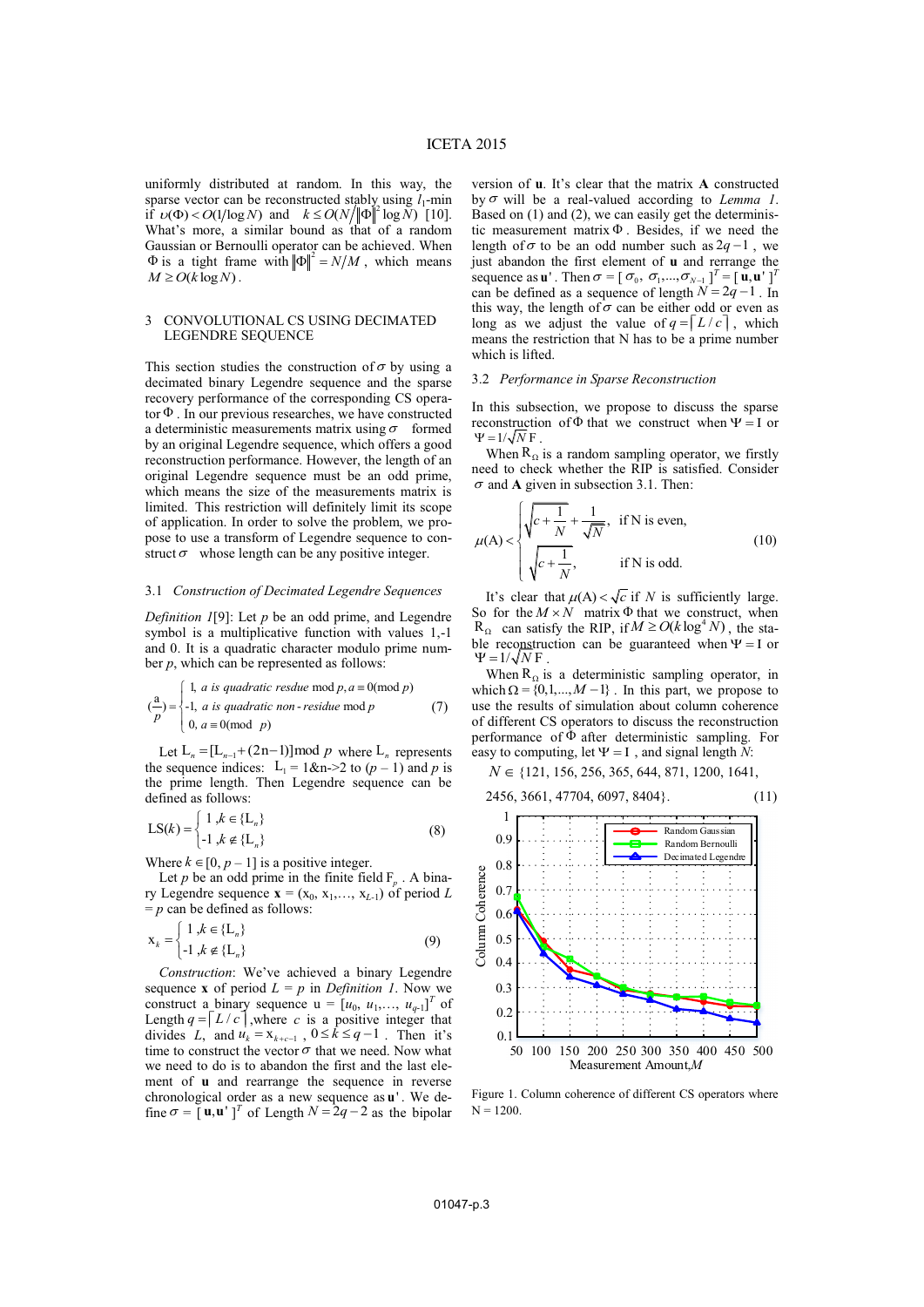uniformly distributed at random. In this way, the sparse vector can be reconstructed stably using $l_1$-min if $\upsilon(\Phi) < O(1/\log N)$ and $k \le O(N/\|\Phi\|^2 \log N)$ [10]. What's more, a similar bound as that of a random Gaussian or Bernoulli operator can be achieved. When $\Phi$ is a tight frame with $\|\Phi\|^2 = N/M$, which means $M \ge O(k \log N)$.

## 3 CONVOLUTIONAL CS USING DECIMATED LEGENDRE SEQUENCE

This section studies the construction of $\sigma$ by using a decimated binary Legendre sequence and the sparse recovery performance of the corresponding CS operator $\Phi$. In our previous researches, we have constructed a deterministic measurements matrix using $\sigma$ formed by an original Legendre sequence, which offers a good reconstruction performance. However, the length of an original Legendre sequence must be an odd prime, which means the size of the measurements matrix is limited. This restriction will definitely limit its scope of application. In order to solve the problem, we propose to use a transform of Legendre sequence to construct $\sigma$ whose length can be any positive integer.

### 3.1 *Construction of Decimated Legendre Sequences*

*Definition 1*[9]: Let $p$ be an odd prime, and Legendre symbol is a multiplicative function with values 1,-1 and 0. It is a quadratic character modulo prime number $p$, which can be represented as follows:

$$(\frac{a}{p}) = \begin{cases} 1, & a \text{ is quadratic resdue } \bmod p, a \equiv 0 (\bmod p) \\ -1, & a \text{ is quadratic non-residue } \bmod p \\ 0, & a \equiv 0 (\bmod\ p) \end{cases} \tag{7}$$

Let $L_n = [L_{n-1} + (2n-1)] \bmod p$ where $L_n$ represents the sequence indices: $L_1 = 1$&n->2 to $(p-1)$ and $p$ is the prime length. Then Legendre sequence can be defined as follows:

$$\mathrm{LS}(k) = \begin{cases} 1, & k \in \{L_n\} \\ -1, & k \notin \{L_n\} \end{cases} \tag{8}$$

Where $k \in [0, p-1]$ is a positive integer.

Let $p$ be an odd prime in the finite field $F_p$. A binary Legendre sequence $\mathbf{x} = (x_0, x_1, \ldots, x_{L-1})$ of period $L = p$ can be defined as follows:

$$x_k = \begin{cases} 1, & k \in \{L_n\} \\ -1, & k \notin \{L_n\} \end{cases} \tag{9}$$

*Construction*: We've achieved a binary Legendre sequence $\mathbf{x}$ of period $L = p$ in *Definition 1*. Now we construct a binary sequence $\mathrm{u} = [u_0, u_1, \ldots, u_{q-1}]^T$ of Length $q = \lceil L/c \rceil$, where $c$ is a positive integer that divides $L$, and $u_k = x_{k+c-1}$, $0 \le k \le q-1$. Then it's time to construct the vector $\sigma$ that we need. Now what we need to do is to abandon the first and the last element of $\mathbf{u}$ and rearrange the sequence in reverse chronological order as a new sequence as $\mathbf{u}'$. We define $\sigma = [\mathbf{u}, \mathbf{u}']^T$ of Length $N = 2q-2$ as the bipolar version of $\mathbf{u}$. It's clear that the matrix $\mathbf{A}$ constructed by $\sigma$ will be a real-valued according to *Lemma 1*. Based on (1) and (2), we can easily get the deterministic measurement matrix $\Phi$. Besides, if we need the length of $\sigma$ to be an odd number such as $2q-1$, we just abandon the first element of $\mathbf{u}$ and rerrange the sequence as $\mathbf{u}'$. Then $\sigma = [\sigma_0, \sigma_1, \ldots, \sigma_{N-1}]^T = [\mathbf{u}, \mathbf{u}']^T$ can be defined as a sequence of length $N = 2q-1$. In this way, the length of $\sigma$ can be either odd or even as long as we adjust the value of $q = \lceil L/c \rceil$, which means the restriction that N has to be a prime number which is lifted.

### 3.2 *Performance in Sparse Reconstruction*

In this subsection, we propose to discuss the sparse reconstruction of $\Phi$ that we construct when $\Psi = \mathrm{I}$ or $\Psi = 1/\sqrt{N}\,\mathrm{F}$.

When $\mathrm{R}_\Omega$ is a random sampling operator, we firstly need to check whether the RIP is satisfied. Consider $\sigma$ and $\mathbf{A}$ given in subsection 3.1. Then:

$$\mu(\mathrm{A}) < \begin{cases} \sqrt{c + \dfrac{1}{N}} + \dfrac{1}{\sqrt{N}}, & \text{if N is even,} \\ \sqrt{c + \dfrac{1}{N}}, & \text{if N is odd.} \end{cases} \tag{10}$$

It's clear that $\mu(\mathrm{A}) < \sqrt{c}$ if $N$ is sufficiently large. So for the $M \times N$ matrix $\Phi$ that we construct, when $\mathrm{R}_\Omega$ can satisfy the RIP, if $M \ge O(k \log^4 N)$, the stable reconstruction can be guaranteed when $\Psi = \mathrm{I}$ or $\Psi = 1/\sqrt{N}\,\mathrm{F}$.

When $\mathrm{R}_\Omega$ is a deterministic sampling operator, in which $\Omega = \{0, 1, \ldots, M-1\}$. In this part, we propose to use the results of simulation about column coherence of different CS operators to discuss the reconstruction performance of $\Phi$ after deterministic sampling. For easy to computing, let $\Psi = \mathrm{I}$, and signal length $N$:

$$N \in \{121, 156, 256, 365, 644, 871, 1200, 1641, 2456, 3661, 47704, 6097, 8404\}. \tag{11}$$

Figure 1. Column coherence of different CS operators where N = 1200.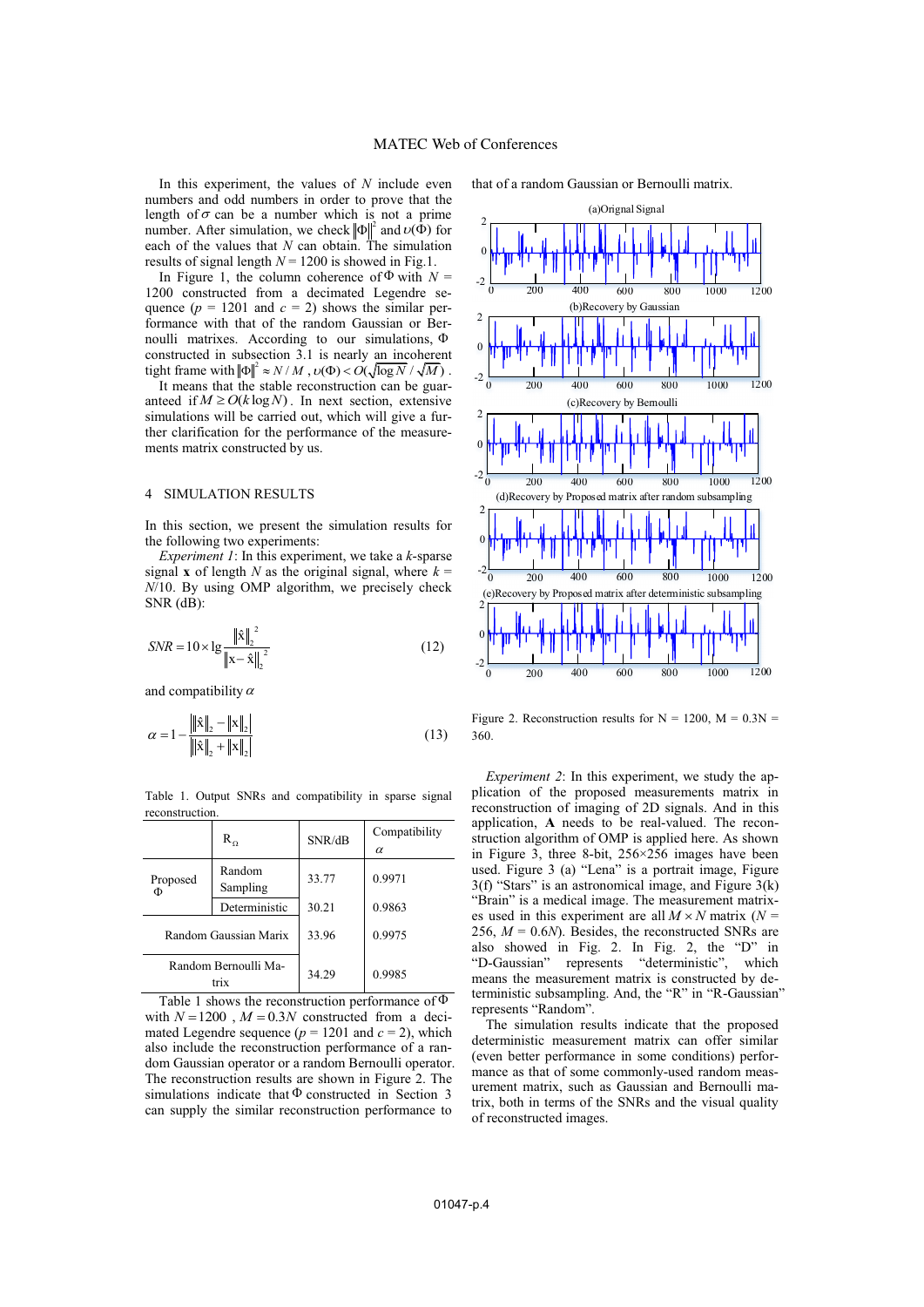In this experiment, the values of $N$ include even numbers and odd numbers in order to prove that the length of $\sigma$ can be a number which is not a prime number. After simulation, we check $\|\Phi\|^2$ and $\upsilon(\Phi)$ for each of the values that $N$ can obtain. The simulation results of signal length $N = 1200$ is showed in Fig.1.

In Figure 1, the column coherence of $\Phi$ with $N = 1200$ constructed from a decimated Legendre sequence ($p = 1201$ and $c = 2$) shows the similar performance with that of the random Gaussian or Bernoulli matrixes. According to our simulations, $\Phi$ constructed in subsection 3.1 is nearly an incoherent tight frame with $\|\Phi\|^2 \approx N/M$, $\upsilon(\Phi) < O(\sqrt{\log N}/\sqrt{M})$.

It means that the stable reconstruction can be guaranteed if $M \geq O(k \log N)$. In next section, extensive simulations will be carried out, which will give a further clarification for the performance of the measurements matrix constructed by us.

## 4 SIMULATION RESULTS

In this section, we present the simulation results for the following two experiments:

*Experiment 1*: In this experiment, we take a $k$-sparse signal $\mathbf{x}$ of length $N$ as the original signal, where $k = N/10$. By using OMP algorithm, we precisely check SNR (dB):

$$SNR = 10 \times \lg \frac{\|\hat{\mathbf{x}}\|_2^2}{\|\mathbf{x} - \hat{\mathbf{x}}\|_2^2} \tag{12}$$

and compatibility $\alpha$

$$\alpha = 1 - \frac{\left| \|\hat{\mathbf{x}}\|_2 - \|\mathbf{x}\|_2 \right|}{\left| \|\hat{\mathbf{x}}\|_2 + \|\mathbf{x}\|_2 \right|} \tag{13}$$

Table 1. Output SNRs and compatibility in sparse signal reconstruction.

| | $R_\Omega$ | SNR/dB | Compatibility $\alpha$ |
|---|---|---|---|
| Proposed $\Phi$ | Random Sampling | 33.77 | 0.9971 |
| | Deterministic | 30.21 | 0.9863 |
| Random Gaussian Marix | | 33.96 | 0.9975 |
| Random Bernoulli Matrix | | 34.29 | 0.9985 |

Table 1 shows the reconstruction performance of $\Phi$ with $N = 1200$, $M = 0.3N$ constructed from a decimated Legendre sequence ($p = 1201$ and $c = 2$), which also include the reconstruction performance of a random Gaussian operator or a random Bernoulli operator. The reconstruction results are shown in Figure 2. The simulations indicate that $\Phi$ constructed in Section 3 can supply the similar reconstruction performance to that of a random Gaussian or Bernoulli matrix.

Figure 2. Reconstruction results for N = 1200, M = 0.3N = 360.

*Experiment 2*: In this experiment, we study the application of the proposed measurements matrix in reconstruction of imaging of 2D signals. And in this application, $\mathbf{A}$ needs to be real-valued. The reconstruction algorithm of OMP is applied here. As shown in Figure 3, three 8-bit, 256×256 images have been used. Figure 3 (a) "Lena" is a portrait image, Figure 3(f) "Stars" is an astronomical image, and Figure 3(k) "Brain" is a medical image. The measurement matrixes used in this experiment are all $M \times N$ matrix ($N = 256$, $M = 0.6N$). Besides, the reconstructed SNRs are also showed in Fig. 2. In Fig. 2, the "D" in "D-Gaussian" represents "deterministic", which means the measurement matrix is constructed by deterministic subsampling. And, the "R" in "R-Gaussian" represents "Random".

The simulation results indicate that the proposed deterministic measurement matrix can offer similar (even better performance in some conditions) performance as that of some commonly-used random measurement matrix, such as Gaussian and Bernoulli matrix, both in terms of the SNRs and the visual quality of reconstructed images.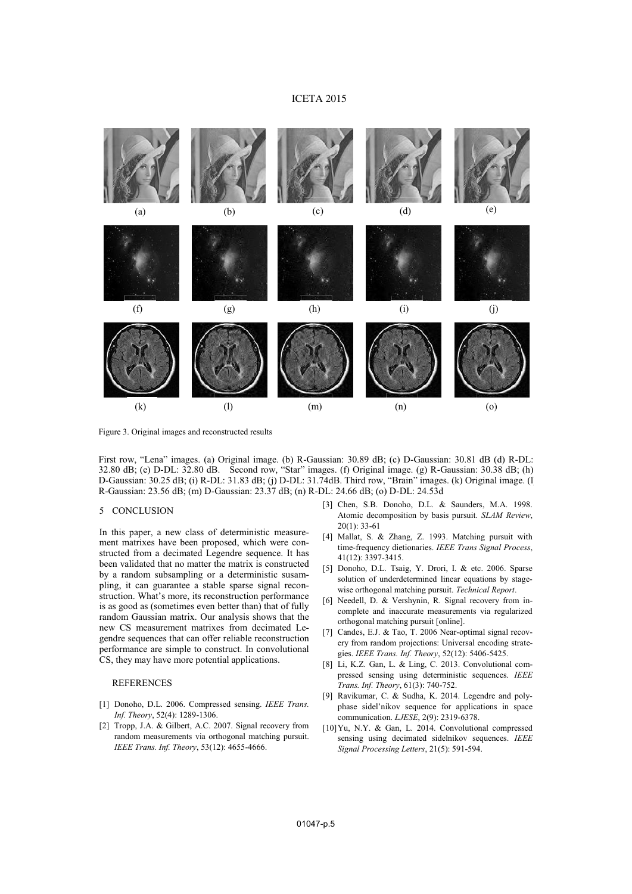(a) (b) (c) (d) (e)

(f) (g) (h) (i) (j)

(k) (l) (m) (n) (o)

Figure 3. Original images and reconstructed results

First row, "Lena" images. (a) Original image. (b) R-Gaussian: 30.89 dB; (c) D-Gaussian: 30.81 dB (d) R-DL: 32.80 dB; (e) D-DL: 32.80 dB. Second row, "Star" images. (f) Original image. (g) R-Gaussian: 30.38 dB; (h) D-Gaussian: 30.25 dB; (i) R-DL: 31.83 dB; (j) D-DL: 31.74dB. Third row, "Brain" images. (k) Original image. (l R-Gaussian: 23.56 dB; (m) D-Gaussian: 23.37 dB; (n) R-DL: 24.66 dB; (o) D-DL: 24.53d

## 5 CONCLUSION

In this paper, a new class of deterministic measurement matrixes have been proposed, which were constructed from a decimated Legendre sequence. It has been validated that no matter the matrix is constructed by a random subsampling or a deterministic susampling, it can guarantee a stable sparse signal reconstruction. What's more, its reconstruction performance is as good as (sometimes even better than) that of fully random Gaussian matrix. Our analysis shows that the new CS measurement matrixes from decimated Legendre sequences that can offer reliable reconstruction performance are simple to construct. In convolutional CS, they may have more potential applications.

## REFERENCES

[1] Donoho, D.L. 2006. Compressed sensing. *IEEE Trans. Inf. Theory*, 52(4): 1289-1306.

[2] Tropp, J.A. & Gilbert, A.C. 2007. Signal recovery from random measurements via orthogonal matching pursuit. *IEEE Trans. Inf. Theory*, 53(12): 4655-4666.

[3] Chen, S.B. Donoho, D.L. & Saunders, M.A. 1998. Atomic decomposition by basis pursuit. *SLAM Review*, 20(1): 33-61

[4] Mallat, S. & Zhang, Z. 1993. Matching pursuit with time-frequency dietionaries. *IEEE Trans Signal Process*, 41(12): 3397-3415.

[5] Donoho, D.L. Tsaig, Y. Drori, I. & etc. 2006. Sparse solution of underdetermined linear equations by stagewise orthogonal matching pursuit. *Technical Report*.

[6] Needell, D. & Vershynin, R. Signal recovery from incomplete and inaccurate measurements via regularized orthogonal matching pursuit [online].

[7] Candes, E.J. & Tao, T. 2006 Near-optimal signal recovery from random projections: Universal encoding strategies. *IEEE Trans. Inf. Theory*, 52(12): 5406-5425.

[8] Li, K.Z. Gan, L. & Ling, C. 2013. Convolutional compressed sensing using deterministic sequences. *IEEE Trans. Inf. Theory*, 61(3): 740-752.

[9] Ravikumar, C. & Sudha, K. 2014. Legendre and polyphase sidel'nikov sequence for applications in space communication. *LJESE*, 2(9): 2319-6378.

[10] Yu, N.Y. & Gan, L. 2014. Convolutional compressed sensing using decimated sidelnikov sequences. *IEEE Signal Processing Letters*, 21(5): 591-594.